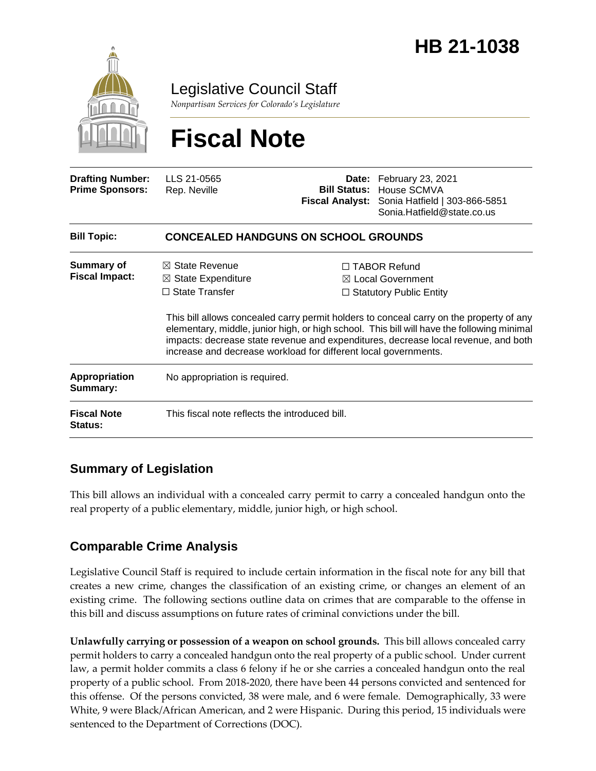# HB 21-1038

Legislative Council Staff

*Nonpartisan Services for Colorado's Legislature*

# Fiscal Note

| | | | |
|---|---|---|---|
| **Drafting Number:** | LLS 21-0565 | **Date:** | February 23, 2021 |
| **Prime Sponsors:** | Rep. Neville | **Bill Status:** | House SCMVA |
| | | **Fiscal Analyst:** | Sonia Hatfield \| 303-866-5851 Sonia.Hatfield@state.co.us |

| | |
|---|---|
| **Bill Topic:** | **CONCEALED HANDGUNS ON SCHOOL GROUNDS** |
| **Summary of Fiscal Impact:** | ☒ State Revenue ☒ State Expenditure ☐ State Transfer ☐ TABOR Refund ☒ Local Government ☐ Statutory Public Entity<br><br>This bill allows concealed carry permit holders to conceal carry on the property of any elementary, middle, junior high, or high school. This bill will have the following minimal impacts: decrease state revenue and expenditures, decrease local revenue, and both increase and decrease workload for different local governments. |
| **Appropriation Summary:** | No appropriation is required. |
| **Fiscal Note Status:** | This fiscal note reflects the introduced bill. |

## Summary of Legislation

This bill allows an individual with a concealed carry permit to carry a concealed handgun onto the real property of a public elementary, middle, junior high, or high school.

## Comparable Crime Analysis

Legislative Council Staff is required to include certain information in the fiscal note for any bill that creates a new crime, changes the classification of an existing crime, or changes an element of an existing crime. The following sections outline data on crimes that are comparable to the offense in this bill and discuss assumptions on future rates of criminal convictions under the bill.

**Unlawfully carrying or possession of a weapon on school grounds.** This bill allows concealed carry permit holders to carry a concealed handgun onto the real property of a public school. Under current law, a permit holder commits a class 6 felony if he or she carries a concealed handgun onto the real property of a public school. From 2018-2020, there have been 44 persons convicted and sentenced for this offense. Of the persons convicted, 38 were male, and 6 were female. Demographically, 33 were White, 9 were Black/African American, and 2 were Hispanic. During this period, 15 individuals were sentenced to the Department of Corrections (DOC).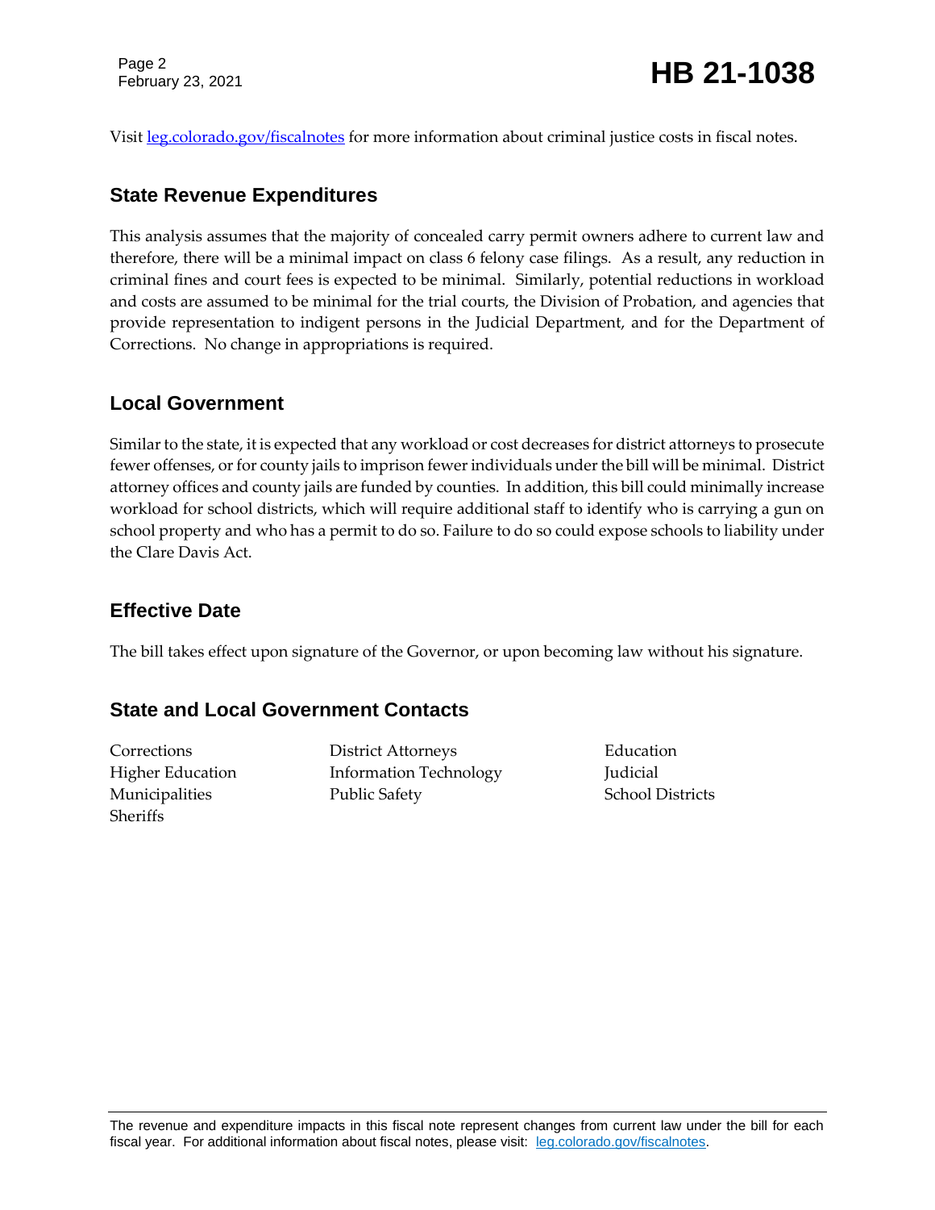Visit leg.colorado.gov/fiscalnotes for more information about criminal justice costs in fiscal notes.

## State Revenue Expenditures

This analysis assumes that the majority of concealed carry permit owners adhere to current law and therefore, there will be a minimal impact on class 6 felony case filings. As a result, any reduction in criminal fines and court fees is expected to be minimal. Similarly, potential reductions in workload and costs are assumed to be minimal for the trial courts, the Division of Probation, and agencies that provide representation to indigent persons in the Judicial Department, and for the Department of Corrections. No change in appropriations is required.

## Local Government

Similar to the state, it is expected that any workload or cost decreases for district attorneys to prosecute fewer offenses, or for county jails to imprison fewer individuals under the bill will be minimal. District attorney offices and county jails are funded by counties. In addition, this bill could minimally increase workload for school districts, which will require additional staff to identify who is carrying a gun on school property and who has a permit to do so. Failure to do so could expose schools to liability under the Clare Davis Act.

## Effective Date

The bill takes effect upon signature of the Governor, or upon becoming law without his signature.

## State and Local Government Contacts

| | | |
|---|---|---|
| Corrections | District Attorneys | Education |
| Higher Education | Information Technology | Judicial |
| Municipalities | Public Safety | School Districts |
| Sheriffs | | |

The revenue and expenditure impacts in this fiscal note represent changes from current law under the bill for each fiscal year. For additional information about fiscal notes, please visit: leg.colorado.gov/fiscalnotes.